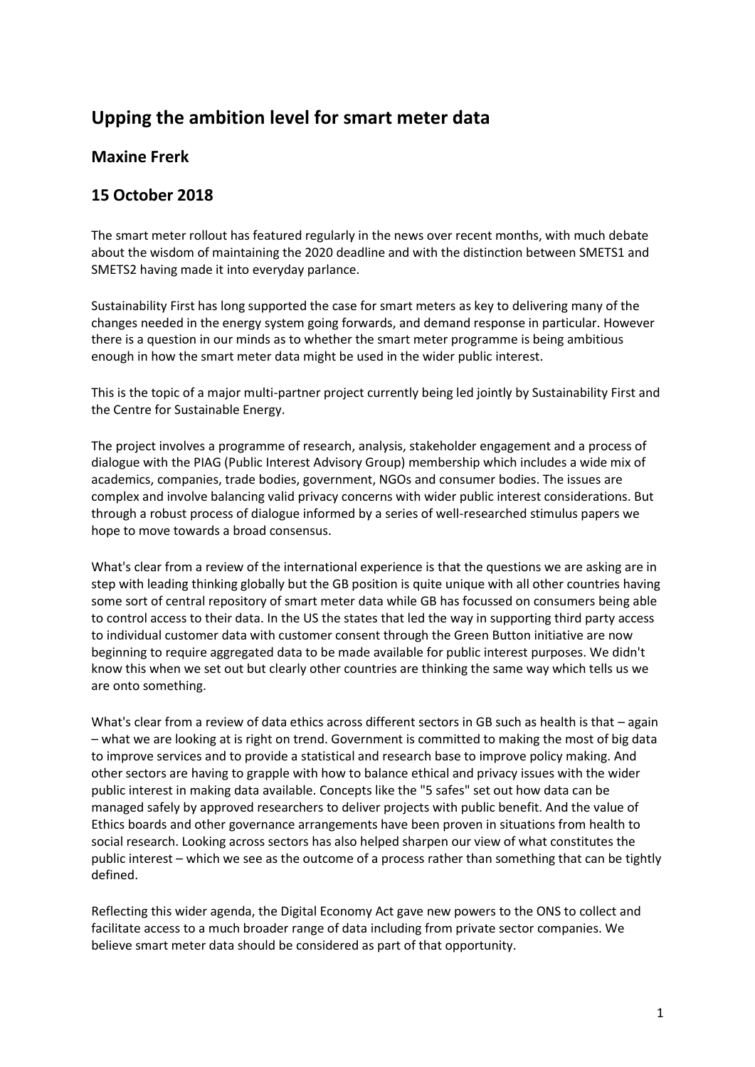# Upping the ambition level for smart meter data

## Maxine Frerk

## 15 October 2018

The smart meter rollout has featured regularly in the news over recent months, with much debate about the wisdom of maintaining the 2020 deadline and with the distinction between SMETS1 and SMETS2 having made it into everyday parlance.

Sustainability First has long supported the case for smart meters as key to delivering many of the changes needed in the energy system going forwards, and demand response in particular. However there is a question in our minds as to whether the smart meter programme is being ambitious enough in how the smart meter data might be used in the wider public interest.

This is the topic of a major multi-partner project currently being led jointly by Sustainability First and the Centre for Sustainable Energy.

The project involves a programme of research, analysis, stakeholder engagement and a process of dialogue with the PIAG (Public Interest Advisory Group) membership which includes a wide mix of academics, companies, trade bodies, government, NGOs and consumer bodies. The issues are complex and involve balancing valid privacy concerns with wider public interest considerations. But through a robust process of dialogue informed by a series of well-researched stimulus papers we hope to move towards a broad consensus.

What's clear from a review of the international experience is that the questions we are asking are in step with leading thinking globally but the GB position is quite unique with all other countries having some sort of central repository of smart meter data while GB has focussed on consumers being able to control access to their data. In the US the states that led the way in supporting third party access to individual customer data with customer consent through the Green Button initiative are now beginning to require aggregated data to be made available for public interest purposes. We didn't know this when we set out but clearly other countries are thinking the same way which tells us we are onto something.

What's clear from a review of data ethics across different sectors in GB such as health is that – again – what we are looking at is right on trend. Government is committed to making the most of big data to improve services and to provide a statistical and research base to improve policy making. And other sectors are having to grapple with how to balance ethical and privacy issues with the wider public interest in making data available. Concepts like the "5 safes" set out how data can be managed safely by approved researchers to deliver projects with public benefit. And the value of Ethics boards and other governance arrangements have been proven in situations from health to social research. Looking across sectors has also helped sharpen our view of what constitutes the public interest – which we see as the outcome of a process rather than something that can be tightly defined.

Reflecting this wider agenda, the Digital Economy Act gave new powers to the ONS to collect and facilitate access to a much broader range of data including from private sector companies. We believe smart meter data should be considered as part of that opportunity.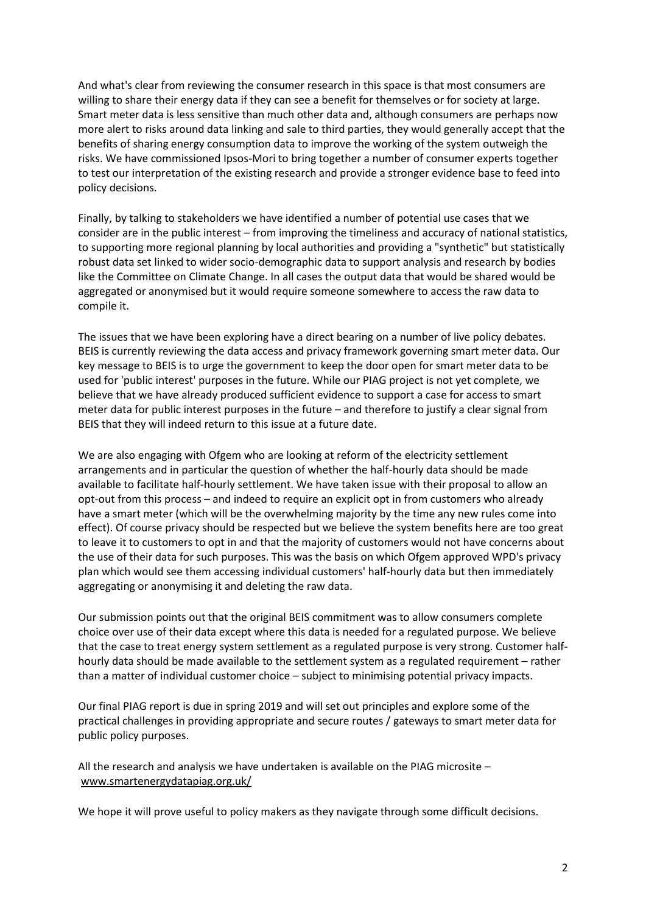And what's clear from reviewing the consumer research in this space is that most consumers are willing to share their energy data if they can see a benefit for themselves or for society at large. Smart meter data is less sensitive than much other data and, although consumers are perhaps now more alert to risks around data linking and sale to third parties, they would generally accept that the benefits of sharing energy consumption data to improve the working of the system outweigh the risks. We have commissioned Ipsos-Mori to bring together a number of consumer experts together to test our interpretation of the existing research and provide a stronger evidence base to feed into policy decisions.

Finally, by talking to stakeholders we have identified a number of potential use cases that we consider are in the public interest – from improving the timeliness and accuracy of national statistics, to supporting more regional planning by local authorities and providing a "synthetic" but statistically robust data set linked to wider socio-demographic data to support analysis and research by bodies like the Committee on Climate Change. In all cases the output data that would be shared would be aggregated or anonymised but it would require someone somewhere to access the raw data to compile it.

The issues that we have been exploring have a direct bearing on a number of live policy debates. BEIS is currently reviewing the data access and privacy framework governing smart meter data. Our key message to BEIS is to urge the government to keep the door open for smart meter data to be used for 'public interest' purposes in the future. While our PIAG project is not yet complete, we believe that we have already produced sufficient evidence to support a case for access to smart meter data for public interest purposes in the future – and therefore to justify a clear signal from BEIS that they will indeed return to this issue at a future date.

We are also engaging with Ofgem who are looking at reform of the electricity settlement arrangements and in particular the question of whether the half-hourly data should be made available to facilitate half-hourly settlement. We have taken issue with their proposal to allow an opt-out from this process – and indeed to require an explicit opt in from customers who already have a smart meter (which will be the overwhelming majority by the time any new rules come into effect). Of course privacy should be respected but we believe the system benefits here are too great to leave it to customers to opt in and that the majority of customers would not have concerns about the use of their data for such purposes. This was the basis on which Ofgem approved WPD's privacy plan which would see them accessing individual customers' half-hourly data but then immediately aggregating or anonymising it and deleting the raw data.

Our submission points out that the original BEIS commitment was to allow consumers complete choice over use of their data except where this data is needed for a regulated purpose. We believe that the case to treat energy system settlement as a regulated purpose is very strong. Customer half-hourly data should be made available to the settlement system as a regulated requirement – rather than a matter of individual customer choice – subject to minimising potential privacy impacts.

Our final PIAG report is due in spring 2019 and will set out principles and explore some of the practical challenges in providing appropriate and secure routes / gateways to smart meter data for public policy purposes.

All the research and analysis we have undertaken is available on the PIAG microsite – [www.smartenergydatapiag.org.uk/](www.smartenergydatapiag.org.uk/)

We hope it will prove useful to policy makers as they navigate through some difficult decisions.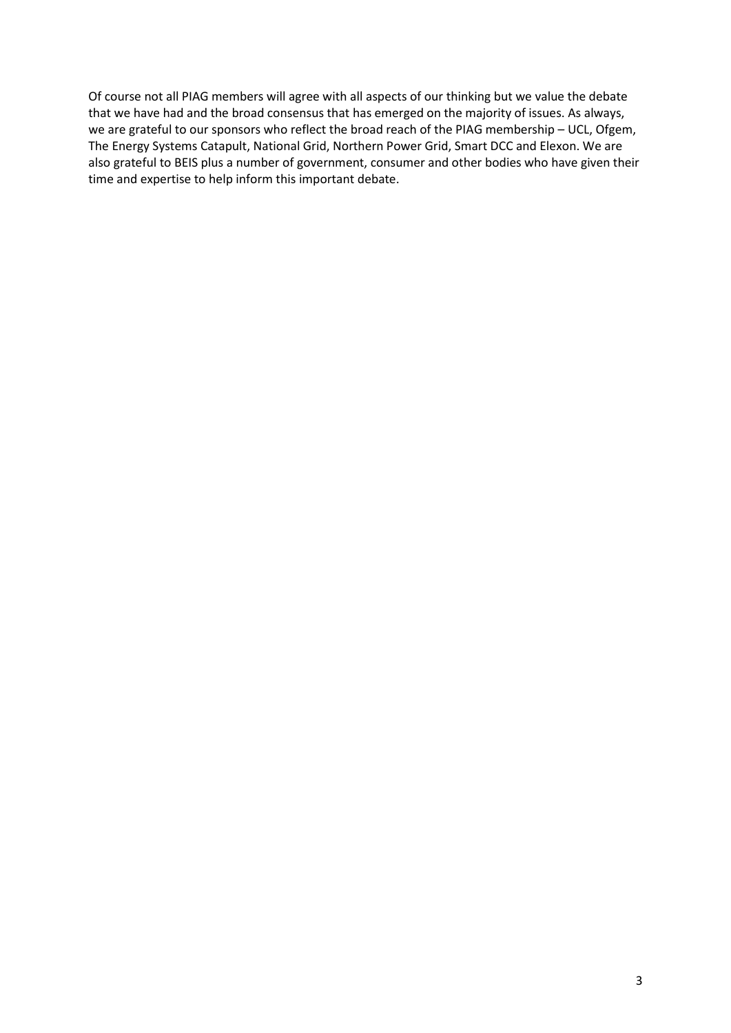Of course not all PIAG members will agree with all aspects of our thinking but we value the debate that we have had and the broad consensus that has emerged on the majority of issues. As always, we are grateful to our sponsors who reflect the broad reach of the PIAG membership – UCL, Ofgem, The Energy Systems Catapult, National Grid, Northern Power Grid, Smart DCC and Elexon. We are also grateful to BEIS plus a number of government, consumer and other bodies who have given their time and expertise to help inform this important debate.